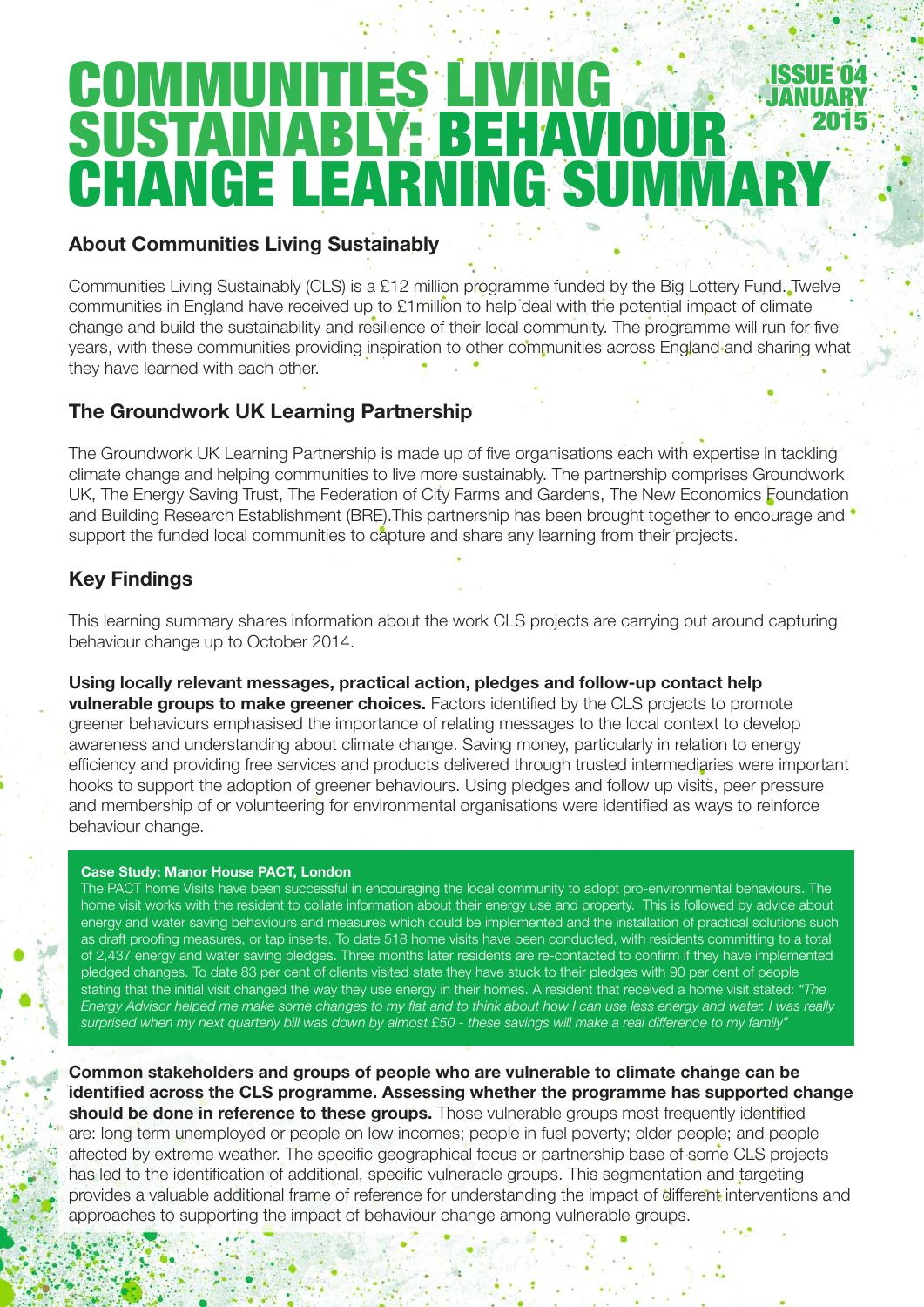# COMMUNITIES LIVING SUSTAINABLY: BEHAVIOUR CHANGE LEARNING SUMMARY

ISSUE 04
JANUARY 2015

## About Communities Living Sustainably

Communities Living Sustainably (CLS) is a £12 million programme funded by the Big Lottery Fund. Twelve communities in England have received up to £1million to help deal with the potential impact of climate change and build the sustainability and resilience of their local community. The programme will run for five years, with these communities providing inspiration to other communities across England and sharing what they have learned with each other.

## The Groundwork UK Learning Partnership

The Groundwork UK Learning Partnership is made up of five organisations each with expertise in tackling climate change and helping communities to live more sustainably. The partnership comprises Groundwork UK, The Energy Saving Trust, The Federation of City Farms and Gardens, The New Economics Foundation and Building Research Establishment (BRE).This partnership has been brought together to encourage and support the funded local communities to capture and share any learning from their projects.

## Key Findings

This learning summary shares information about the work CLS projects are carrying out around capturing behaviour change up to October 2014.

**Using locally relevant messages, practical action, pledges and follow-up contact help vulnerable groups to make greener choices.** Factors identified by the CLS projects to promote greener behaviours emphasised the importance of relating messages to the local context to develop awareness and understanding about climate change. Saving money, particularly in relation to energy efficiency and providing free services and products delivered through trusted intermediaries were important hooks to support the adoption of greener behaviours. Using pledges and follow up visits, peer pressure and membership of or volunteering for environmental organisations were identified as ways to reinforce behaviour change.

**Case Study: Manor House PACT, London**

The PACT home Visits have been successful in encouraging the local community to adopt pro-environmental behaviours. The home visit works with the resident to collate information about their energy use and property. This is followed by advice about energy and water saving behaviours and measures which could be implemented and the installation of practical solutions such as draft proofing measures, or tap inserts. To date 518 home visits have been conducted, with residents committing to a total of 2,437 energy and water saving pledges. Three months later residents are re-contacted to confirm if they have implemented pledged changes. To date 83 per cent of clients visited state they have stuck to their pledges with 90 per cent of people stating that the initial visit changed the way they use energy in their homes. A resident that received a home visit stated: *"The Energy Advisor helped me make some changes to my flat and to think about how I can use less energy and water. I was really surprised when my next quarterly bill was down by almost £50 - these savings will make a real difference to my family"*

**Common stakeholders and groups of people who are vulnerable to climate change can be identified across the CLS programme. Assessing whether the programme has supported change should be done in reference to these groups.** Those vulnerable groups most frequently identified are: long term unemployed or people on low incomes; people in fuel poverty; older people; and people affected by extreme weather. The specific geographical focus or partnership base of some CLS projects has led to the identification of additional, specific vulnerable groups. This segmentation and targeting provides a valuable additional frame of reference for understanding the impact of different interventions and approaches to supporting the impact of behaviour change among vulnerable groups.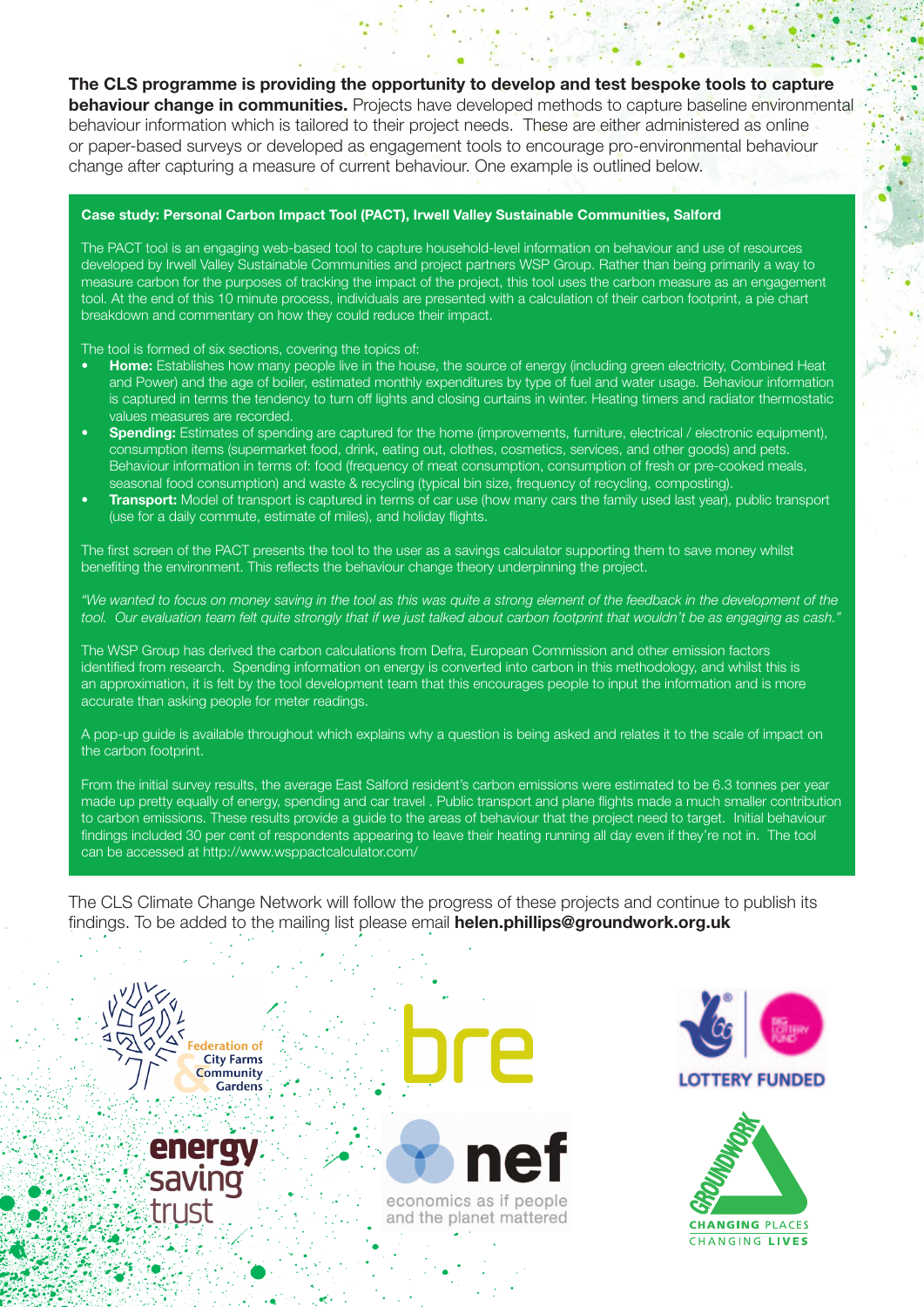**The CLS programme is providing the opportunity to develop and test bespoke tools to capture behaviour change in communities.** Projects have developed methods to capture baseline environmental behaviour information which is tailored to their project needs. These are either administered as online or paper-based surveys or developed as engagement tools to encourage pro-environmental behaviour change after capturing a measure of current behaviour. One example is outlined below.

### Case study: Personal Carbon Impact Tool (PACT), Irwell Valley Sustainable Communities, Salford

The PACT tool is an engaging web-based tool to capture household-level information on behaviour and use of resources developed by Irwell Valley Sustainable Communities and project partners WSP Group. Rather than being primarily a way to measure carbon for the purposes of tracking the impact of the project, this tool uses the carbon measure as an engagement tool. At the end of this 10 minute process, individuals are presented with a calculation of their carbon footprint, a pie chart breakdown and commentary on how they could reduce their impact.

The tool is formed of six sections, covering the topics of:

- **Home:** Establishes how many people live in the house, the source of energy (including green electricity, Combined Heat and Power) and the age of boiler, estimated monthly expenditures by type of fuel and water usage. Behaviour information is captured in terms the tendency to turn off lights and closing curtains in winter. Heating timers and radiator thermostatic values measures are recorded.
- **Spending:** Estimates of spending are captured for the home (improvements, furniture, electrical / electronic equipment), consumption items (supermarket food, drink, eating out, clothes, cosmetics, services, and other goods) and pets. Behaviour information in terms of: food (frequency of meat consumption, consumption of fresh or pre-cooked meals, seasonal food consumption) and waste & recycling (typical bin size, frequency of recycling, composting).
- **Transport:** Model of transport is captured in terms of car use (how many cars the family used last year), public transport (use for a daily commute, estimate of miles), and holiday flights.

The first screen of the PACT presents the tool to the user as a savings calculator supporting them to save money whilst benefiting the environment. This reflects the behaviour change theory underpinning the project.

*"We wanted to focus on money saving in the tool as this was quite a strong element of the feedback in the development of the tool. Our evaluation team felt quite strongly that if we just talked about carbon footprint that wouldn't be as engaging as cash."*

The WSP Group has derived the carbon calculations from Defra, European Commission and other emission factors identified from research. Spending information on energy is converted into carbon in this methodology, and whilst this is an approximation, it is felt by the tool development team that this encourages people to input the information and is more accurate than asking people for meter readings.

A pop-up guide is available throughout which explains why a question is being asked and relates it to the scale of impact on the carbon footprint.

From the initial survey results, the average East Salford resident's carbon emissions were estimated to be 6.3 tonnes per year made up pretty equally of energy, spending and car travel . Public transport and plane flights made a much smaller contribution to carbon emissions. These results provide a guide to the areas of behaviour that the project need to target. Initial behaviour findings included 30 per cent of respondents appearing to leave their heating running all day even if they're not in. The tool can be accessed at http://www.wsppactcalculator.com/

The CLS Climate Change Network will follow the progress of these projects and continue to publish its findings. To be added to the mailing list please email **helen.phillips@groundwork.org.uk**

Federation of City Farms & Community Gardens

bre

LOTTERY FUNDED

energy saving trust

nef
economics as if people and the planet mattered

GROUNDWORK
CHANGING PLACES
CHANGING LIVES